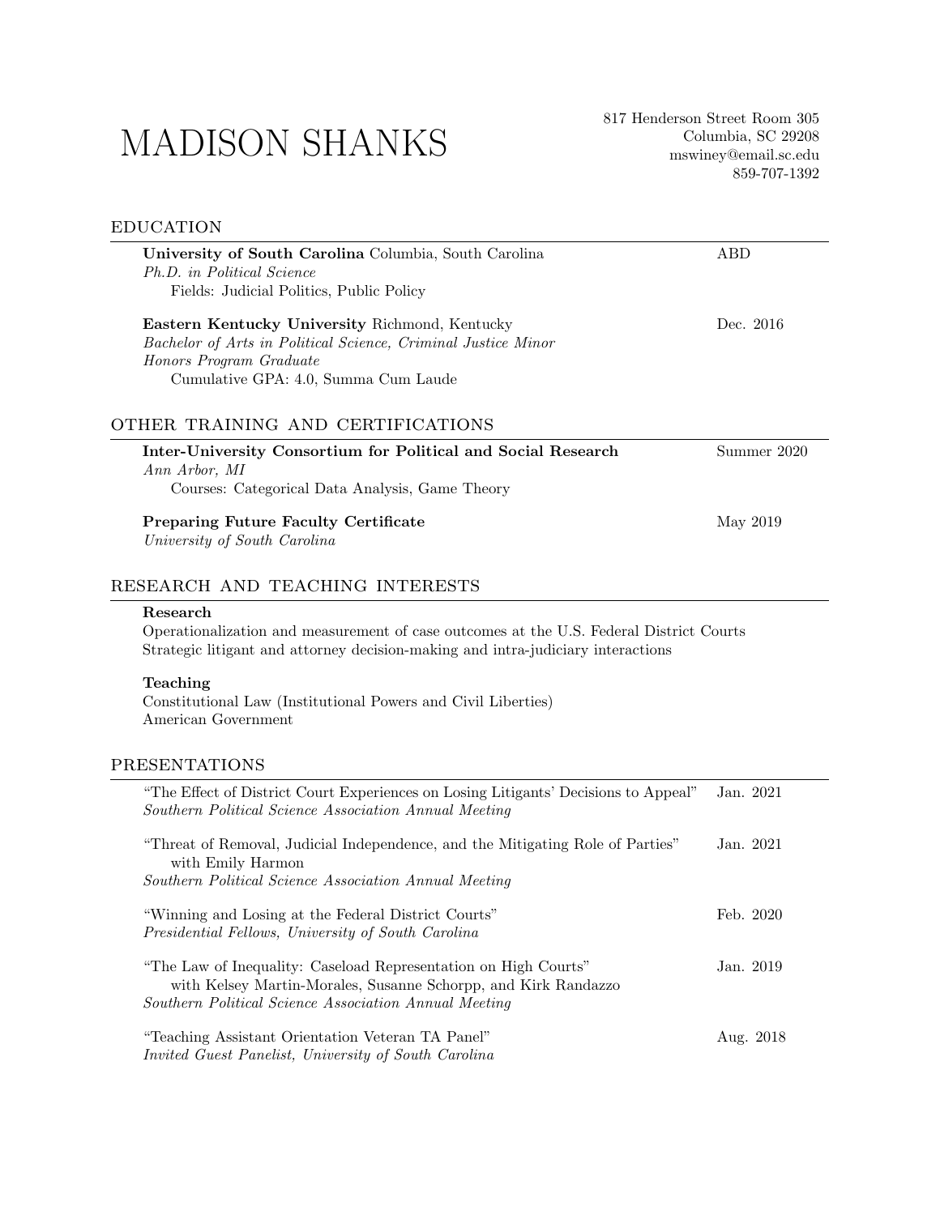# MADISON SHANKS

817 Henderson Street Room 305
Columbia, SC 29208
mswiney@email.sc.edu
859-707-1392

## EDUCATION

**University of South Carolina** Columbia, South Carolina — ABD
*Ph.D. in Political Science*
Fields: Judicial Politics, Public Policy

**Eastern Kentucky University** Richmond, Kentucky — Dec. 2016
*Bachelor of Arts in Political Science, Criminal Justice Minor*
*Honors Program Graduate*
Cumulative GPA: 4.0, Summa Cum Laude

## OTHER TRAINING AND CERTIFICATIONS

**Inter-University Consortium for Political and Social Research** — Summer 2020
*Ann Arbor, MI*
Courses: Categorical Data Analysis, Game Theory

**Preparing Future Faculty Certificate** — May 2019
*University of South Carolina*

## RESEARCH AND TEACHING INTERESTS

**Research**
Operationalization and measurement of case outcomes at the U.S. Federal District Courts
Strategic litigant and attorney decision-making and intra-judiciary interactions

**Teaching**
Constitutional Law (Institutional Powers and Civil Liberties)
American Government

## PRESENTATIONS

"The Effect of District Court Experiences on Losing Litigants' Decisions to Appeal" — Jan. 2021
*Southern Political Science Association Annual Meeting*

"Threat of Removal, Judicial Independence, and the Mitigating Role of Parties" with Emily Harmon — Jan. 2021
*Southern Political Science Association Annual Meeting*

"Winning and Losing at the Federal District Courts" — Feb. 2020
*Presidential Fellows, University of South Carolina*

"The Law of Inequality: Caseload Representation on High Courts" with Kelsey Martin-Morales, Susanne Schorpp, and Kirk Randazzo — Jan. 2019
*Southern Political Science Association Annual Meeting*

"Teaching Assistant Orientation Veteran TA Panel" — Aug. 2018
*Invited Guest Panelist, University of South Carolina*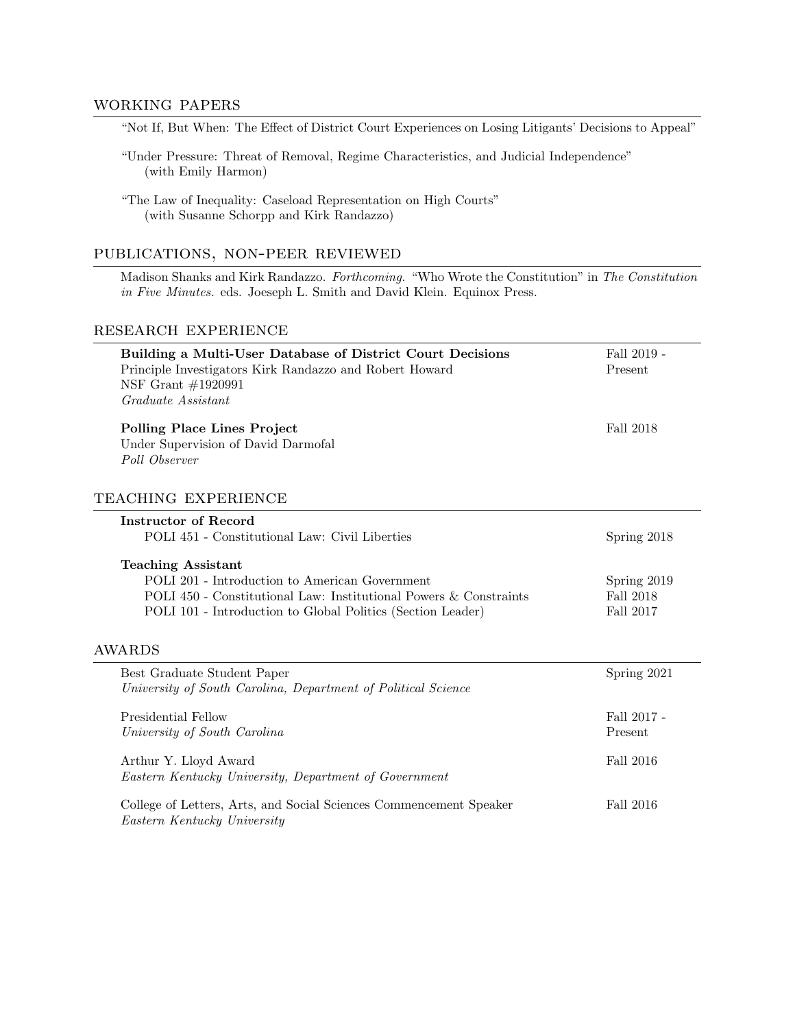## WORKING PAPERS

"Not If, But When: The Effect of District Court Experiences on Losing Litigants' Decisions to Appeal"

"Under Pressure: Threat of Removal, Regime Characteristics, and Judicial Independence" (with Emily Harmon)

"The Law of Inequality: Caseload Representation on High Courts" (with Susanne Schorpp and Kirk Randazzo)

## PUBLICATIONS, NON-PEER REVIEWED

Madison Shanks and Kirk Randazzo. *Forthcoming.* "Who Wrote the Constitution" in *The Constitution in Five Minutes.* eds. Joeseph L. Smith and David Klein. Equinox Press.

## RESEARCH EXPERIENCE

**Building a Multi-User Database of District Court Decisions** — Fall 2019 - Present
Principle Investigators Kirk Randazzo and Robert Howard
NSF Grant #1920991
*Graduate Assistant*

**Polling Place Lines Project** — Fall 2018
Under Supervision of David Darmofal
*Poll Observer*

## TEACHING EXPERIENCE

**Instructor of Record**

- POLI 451 - Constitutional Law: Civil Liberties — Spring 2018

**Teaching Assistant**

- POLI 201 - Introduction to American Government — Spring 2019
- POLI 450 - Constitutional Law: Institutional Powers & Constraints — Fall 2018
- POLI 101 - Introduction to Global Politics (Section Leader) — Fall 2017

## AWARDS

Best Graduate Student Paper — Spring 2021
*University of South Carolina, Department of Political Science*

Presidential Fellow — Fall 2017 - Present
*University of South Carolina*

Arthur Y. Lloyd Award — Fall 2016
*Eastern Kentucky University, Department of Government*

College of Letters, Arts, and Social Sciences Commencement Speaker — Fall 2016
*Eastern Kentucky University*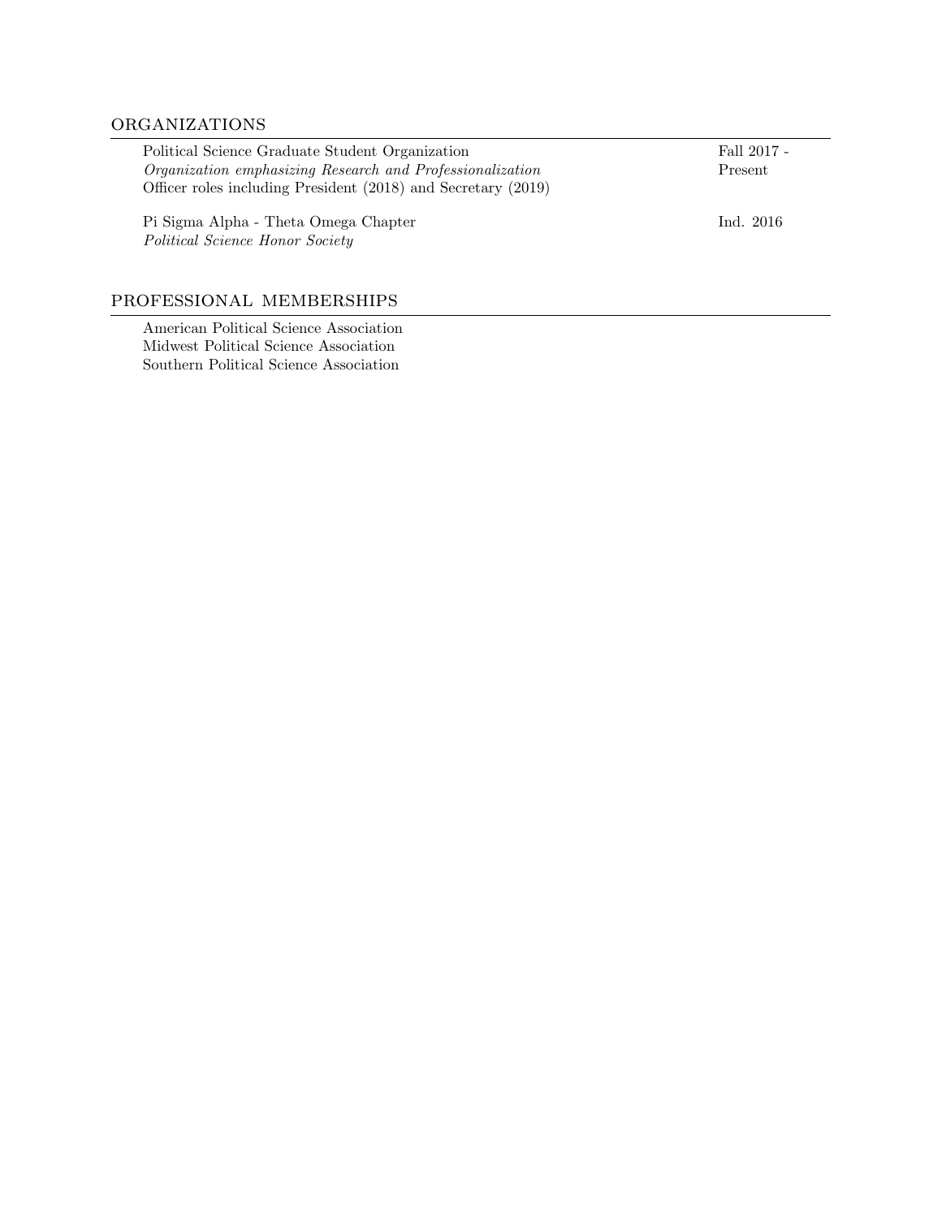## ORGANIZATIONS

Political Science Graduate Student Organization — Fall 2017 - Present
*Organization emphasizing Research and Professionalization*
Officer roles including President (2018) and Secretary (2019)

Pi Sigma Alpha - Theta Omega Chapter — Ind. 2016
*Political Science Honor Society*

## PROFESSIONAL MEMBERSHIPS

American Political Science Association
Midwest Political Science Association
Southern Political Science Association